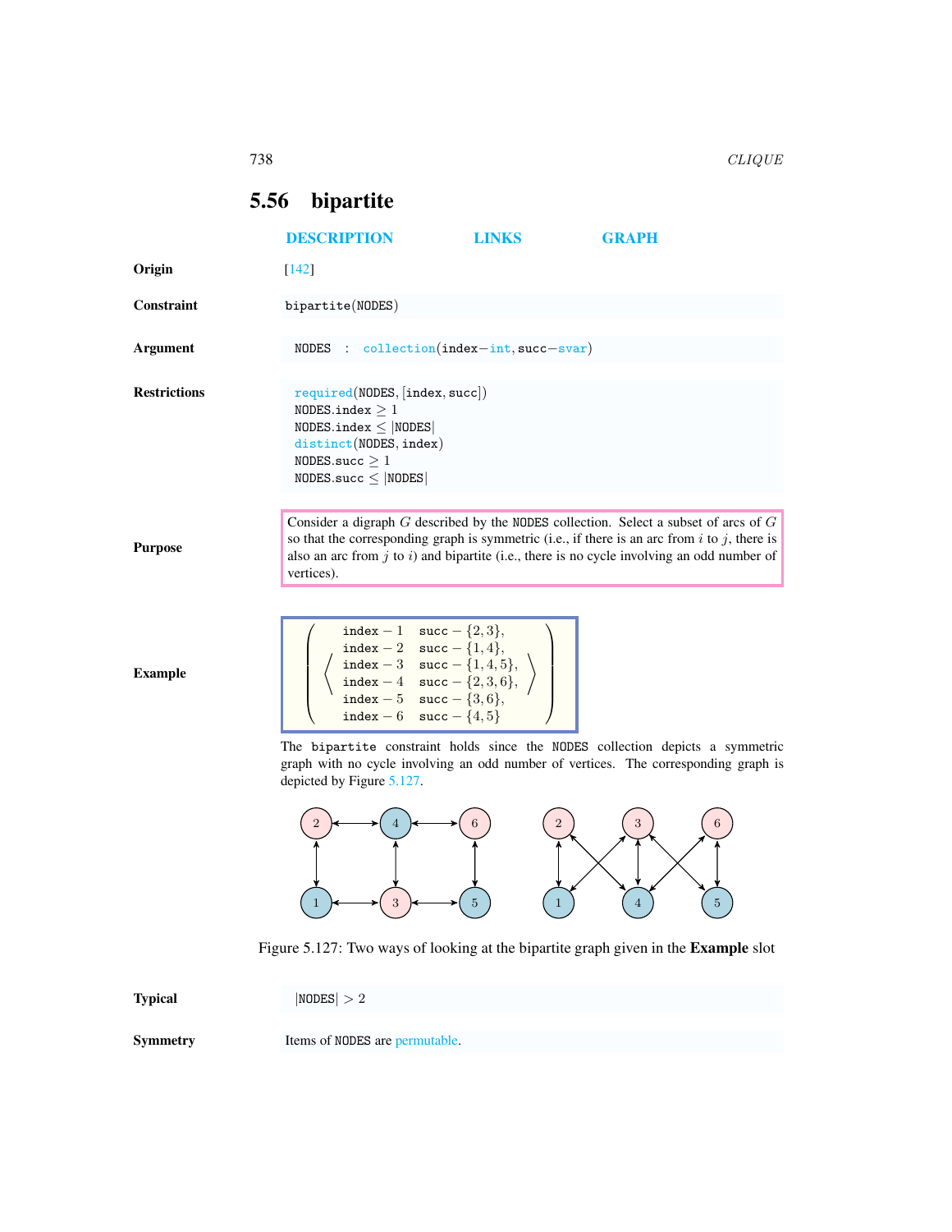## 5.56 bipartite

DESCRIPTION LINKS GRAPH

**Origin**

[142]

**Constraint**

bipartite(NODES)

**Argument**

NODES : collection(index−int, succ−svar)

**Restrictions**

required(NODES, [index, succ])
NODES.index ≥ 1
NODES.index ≤ |NODES|
distinct(NODES, index)
NODES.succ ≥ 1
NODES.succ ≤ |NODES|

**Purpose**

Consider a digraph $G$ described by the NODES collection. Select a subset of arcs of $G$ so that the corresponding graph is symmetric (i.e., if there is an arc from $i$ to $j$, there is also an arc from $j$ to $i$) and bipartite (i.e., there is no cycle involving an odd number of vertices).

**Example**

$$\left(\left\langle\begin{array}{ll} \text{index}-1 & \text{succ}-\{2,3\}, \\ \text{index}-2 & \text{succ}-\{1,4\}, \\ \text{index}-3 & \text{succ}-\{1,4,5\}, \\ \text{index}-4 & \text{succ}-\{2,3,6\}, \\ \text{index}-5 & \text{succ}-\{3,6\}, \\ \text{index}-6 & \text{succ}-\{4,5\} \end{array}\right\rangle\right)$$

The bipartite constraint holds since the NODES collection depicts a symmetric graph with no cycle involving an odd number of vertices. The corresponding graph is depicted by Figure 5.127.

Figure 5.127: Two ways of looking at the bipartite graph given in the **Example** slot

**Typical**

|NODES| > 2

**Symmetry**

Items of NODES are permutable.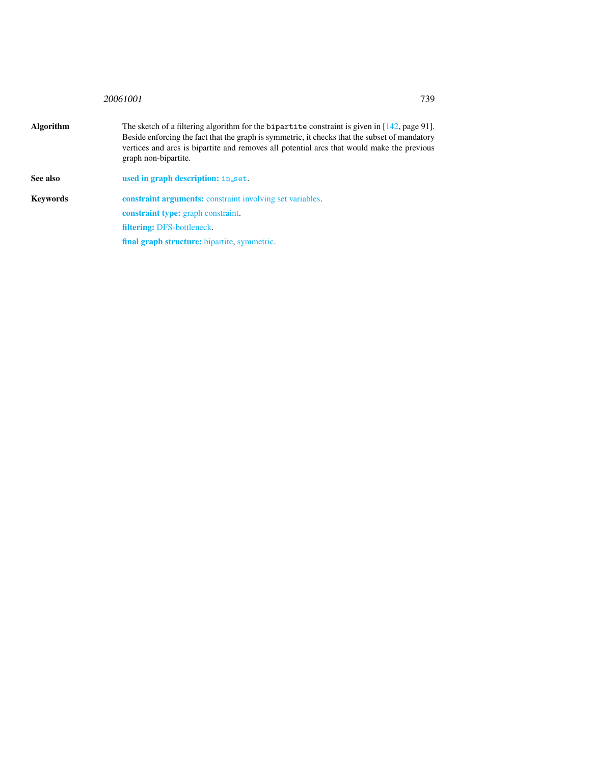**Algorithm** The sketch of a filtering algorithm for the `bipartite` constraint is given in [142, page 91]. Beside enforcing the fact that the graph is symmetric, it checks that the subset of mandatory vertices and arcs is bipartite and removes all potential arcs that would make the previous graph non-bipartite.

**See also** **used in graph description:** `in_set`.

**Keywords** **constraint arguments:** constraint involving set variables.

**constraint type:** graph constraint.

**filtering:** DFS-bottleneck.

**final graph structure:** bipartite, symmetric.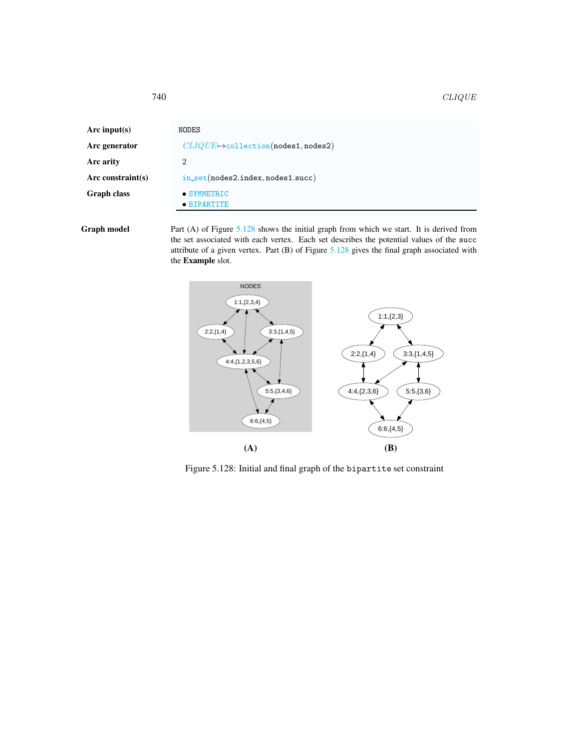| | |
|---|---|
| **Arc input(s)** | NODES |
| **Arc generator** | *CLIQUE*↦collection(nodes1, nodes2) |
| **Arc arity** | 2 |
| **Arc constraint(s)** | in_set(nodes2.index, nodes1.succ) |
| **Graph class** | • SYMMETRIC<br>• BIPARTITE |

**Graph model** Part (A) of Figure 5.128 shows the initial graph from which we start. It is derived from the set associated with each vertex. Each set describes the potential values of the succ attribute of a given vertex. Part (B) of Figure 5.128 gives the final graph associated with the **Example** slot.

**(A)** **(B)**

Figure 5.128: Initial and final graph of the bipartite set constraint